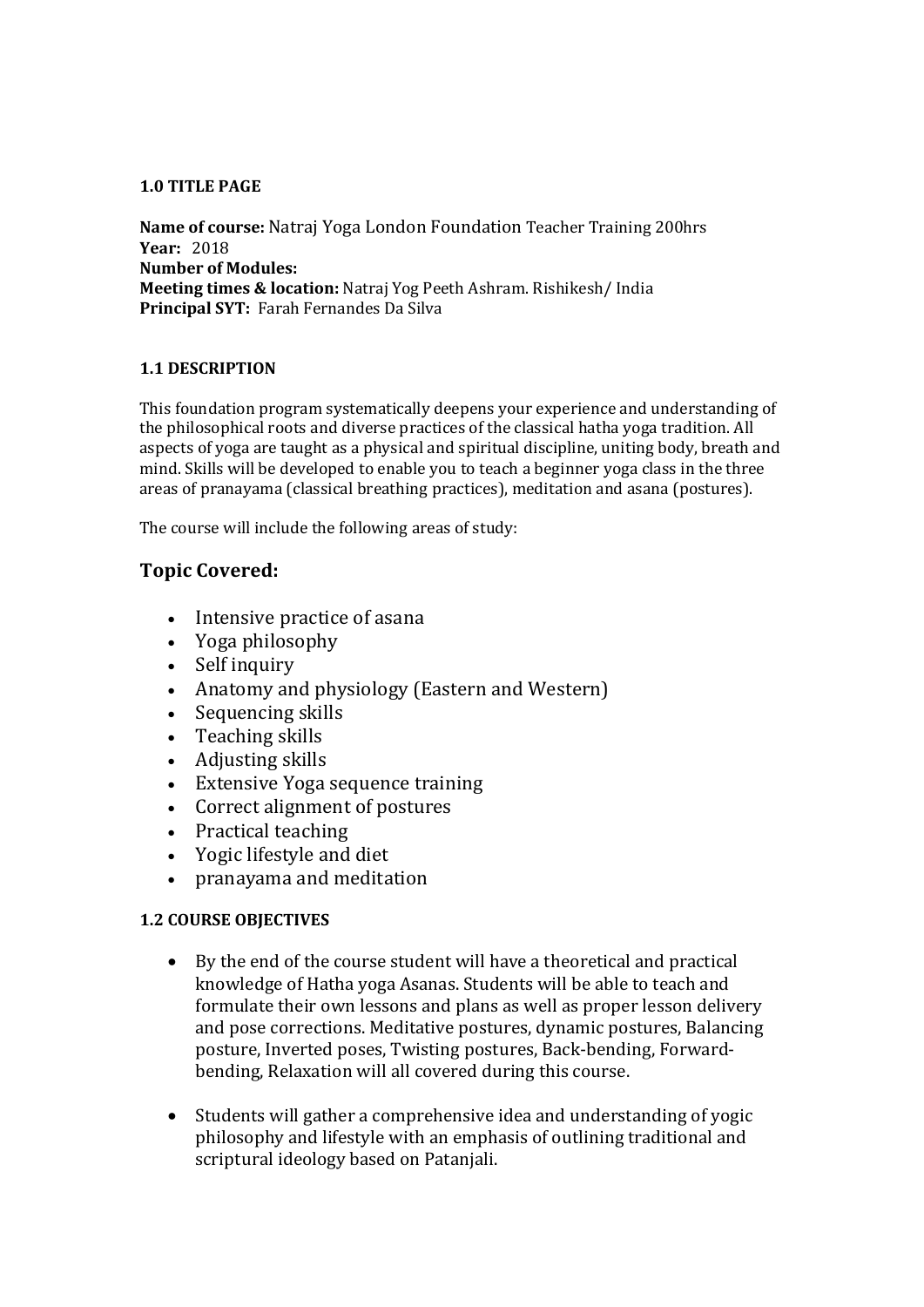**1.0 TITLE PAGE**

**Name of course:** Natraj Yoga London Foundation Teacher Training 200hrs
**Year:** 2018
**Number of Modules:**
**Meeting times & location:** Natraj Yog Peeth Ashram. Rishikesh/ India
**Principal SYT:** Farah Fernandes Da Silva

**1.1 DESCRIPTION**

This foundation program systematically deepens your experience and understanding of the philosophical roots and diverse practices of the classical hatha yoga tradition. All aspects of yoga are taught as a physical and spiritual discipline, uniting body, breath and mind. Skills will be developed to enable you to teach a beginner yoga class in the three areas of pranayama (classical breathing practices), meditation and asana (postures).

The course will include the following areas of study:

## Topic Covered:

- Intensive practice of asana
- Yoga philosophy
- Self inquiry
- Anatomy and physiology (Eastern and Western)
- Sequencing skills
- Teaching skills
- Adjusting skills
- Extensive Yoga sequence training
- Correct alignment of postures
- Practical teaching
- Yogic lifestyle and diet
- pranayama and meditation

**1.2 COURSE OBJECTIVES**

- By the end of the course student will have a theoretical and practical knowledge of Hatha yoga Asanas. Students will be able to teach and formulate their own lessons and plans as well as proper lesson delivery and pose corrections. Meditative postures, dynamic postures, Balancing posture, Inverted poses, Twisting postures, Back-bending, Forward-bending, Relaxation will all covered during this course.

- Students will gather a comprehensive idea and understanding of yogic philosophy and lifestyle with an emphasis of outlining traditional and scriptural ideology based on Patanjali.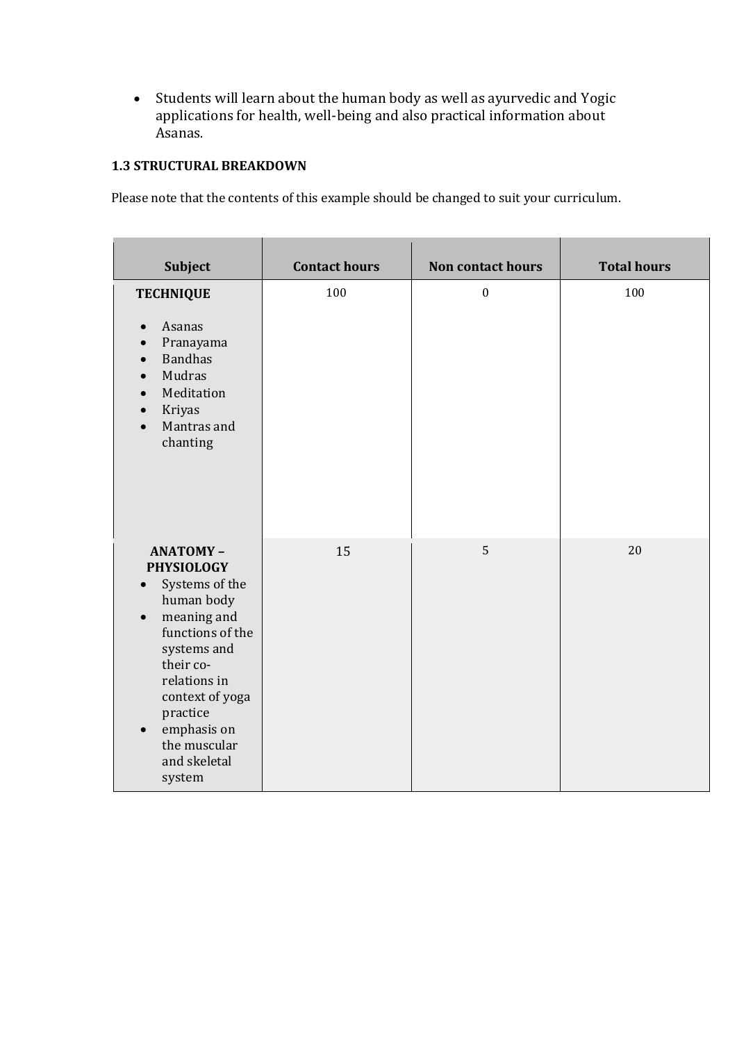- Students will learn about the human body as well as ayurvedic and Yogic applications for health, well-being and also practical information about Asanas.

**1.3 STRUCTURAL BREAKDOWN**

Please note that the contents of this example should be changed to suit your curriculum.

| Subject | Contact hours | Non contact hours | Total hours |
|---|---|---|---|
| **TECHNIQUE**<br>• Asanas<br>• Pranayama<br>• Bandhas<br>• Mudras<br>• Meditation<br>• Kriyas<br>• Mantras and chanting | 100 | 0 | 100 |
| **ANATOMY – PHYSIOLOGY**<br>• Systems of the human body<br>• meaning and functions of the systems and their co-relations in context of yoga practice<br>• emphasis on the muscular and skeletal system | 15 | 5 | 20 |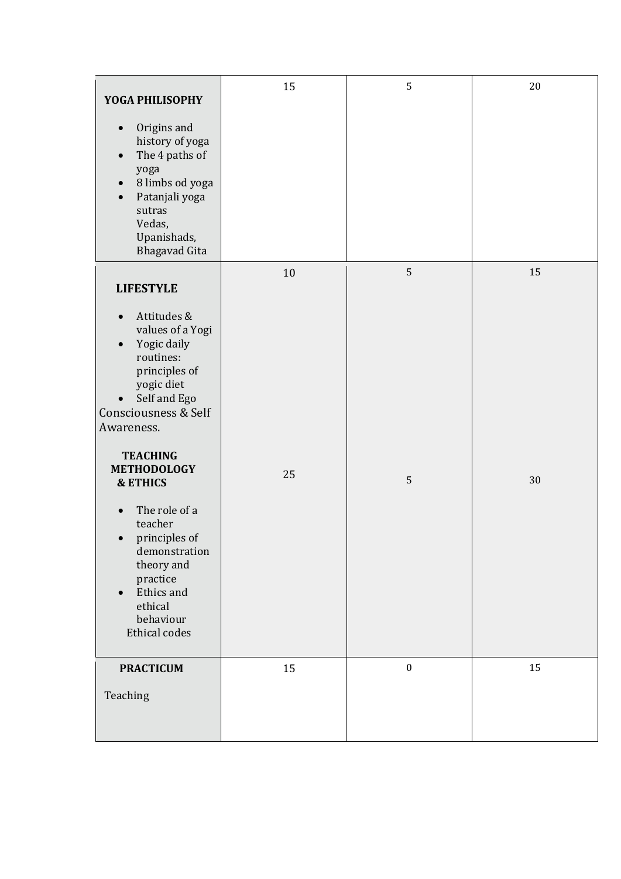| | | | |
|---|---|---|---|
| **YOGA PHILISOPHY**<br><br>• Origins and history of yoga<br>• The 4 paths of yoga<br>• 8 limbs od yoga<br>• Patanjali yoga sutras<br>Vedas, Upanishads, Bhagavad Gita | 15 | 5 | 20 |
| **LIFESTYLE**<br><br>• Attitudes & values of a Yogi<br>• Yogic daily routines: principles of yogic diet<br>• Self and Ego<br>Consciousness & Self Awareness. | 10 | 5 | 15 |
| **TEACHING METHODOLOGY & ETHICS**<br><br>• The role of a teacher<br>• principles of demonstration theory and practice<br>• Ethics and ethical behaviour<br>Ethical codes | 25 | 5 | 30 |
| **PRACTICUM**<br><br>Teaching | 15 | 0 | 15 |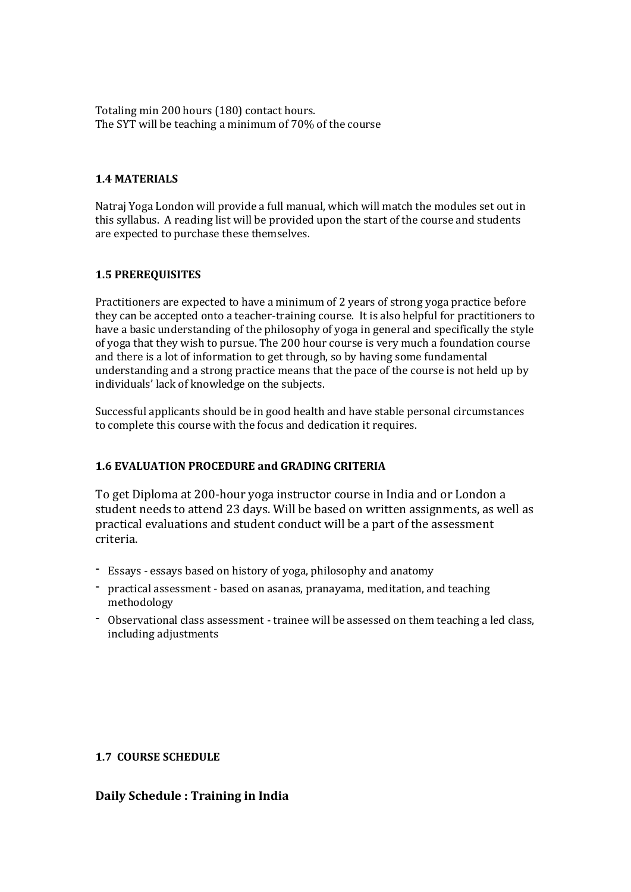Totaling min 200 hours (180) contact hours.
The SYT will be teaching a minimum of 70% of the course

### 1.4 MATERIALS

Natraj Yoga London will provide a full manual, which will match the modules set out in this syllabus. A reading list will be provided upon the start of the course and students are expected to purchase these themselves.

### 1.5 PREREQUISITES

Practitioners are expected to have a minimum of 2 years of strong yoga practice before they can be accepted onto a teacher-training course. It is also helpful for practitioners to have a basic understanding of the philosophy of yoga in general and specifically the style of yoga that they wish to pursue. The 200 hour course is very much a foundation course and there is a lot of information to get through, so by having some fundamental understanding and a strong practice means that the pace of the course is not held up by individuals' lack of knowledge on the subjects.

Successful applicants should be in good health and have stable personal circumstances to complete this course with the focus and dedication it requires.

### 1.6 EVALUATION PROCEDURE and GRADING CRITERIA

To get Diploma at 200-hour yoga instructor course in India and or London a student needs to attend 23 days. Will be based on written assignments, as well as practical evaluations and student conduct will be a part of the assessment criteria.

- Essays - essays based on history of yoga, philosophy and anatomy
- practical assessment - based on asanas, pranayama, meditation, and teaching methodology
- Observational class assessment - trainee will be assessed on them teaching a led class, including adjustments

### 1.7 COURSE SCHEDULE

## Daily Schedule : Training in India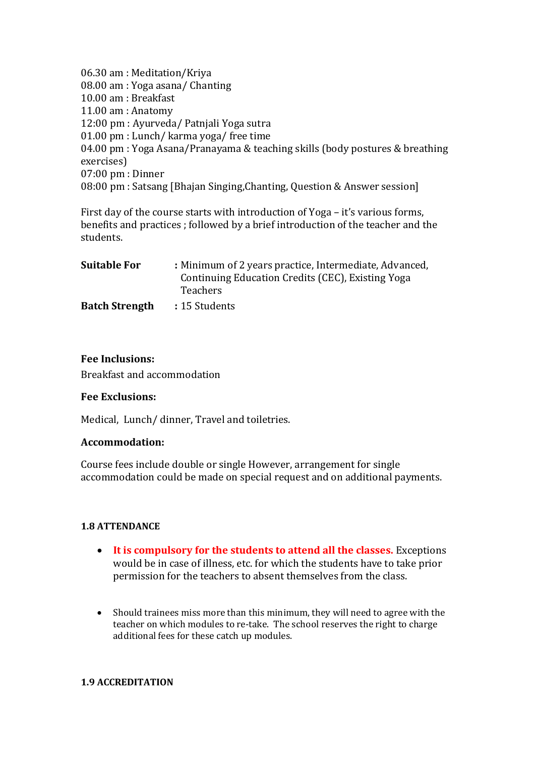06.30 am : Meditation/Kriya
08.00 am : Yoga asana/ Chanting
10.00 am : Breakfast
11.00 am : Anatomy
12:00 pm : Ayurveda/ Patnjali Yoga sutra
01.00 pm : Lunch/ karma yoga/ free time
04.00 pm : Yoga Asana/Pranayama & teaching skills (body postures & breathing exercises)
07:00 pm : Dinner
08:00 pm : Satsang [Bhajan Singing,Chanting, Question & Answer session]

First day of the course starts with introduction of Yoga – it's various forms, benefits and practices ; followed by a brief introduction of the teacher and the students.

| | |
|---|---|
| **Suitable For** | **:** Minimum of 2 years practice, Intermediate, Advanced, Continuing Education Credits (CEC), Existing Yoga Teachers |
| **Batch Strength** | **:** 15 Students |

**Fee Inclusions:**

Breakfast and accommodation

**Fee Exclusions:**

Medical, Lunch/ dinner, Travel and toiletries.

**Accommodation:**

Course fees include double or single However, arrangement for single accommodation could be made on special request and on additional payments.

#### 1.8 ATTENDANCE

- **It is compulsory for the students to attend all the classes.** Exceptions would be in case of illness, etc. for which the students have to take prior permission for the teachers to absent themselves from the class.

- Should trainees miss more than this minimum, they will need to agree with the teacher on which modules to re-take. The school reserves the right to charge additional fees for these catch up modules.

#### 1.9 ACCREDITATION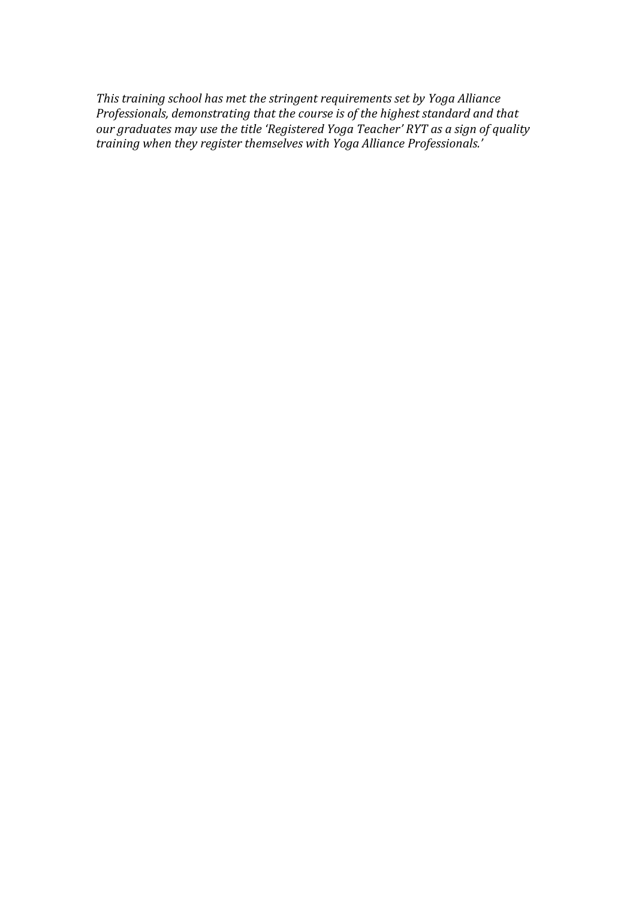*This training school has met the stringent requirements set by Yoga Alliance Professionals, demonstrating that the course is of the highest standard and that our graduates may use the title 'Registered Yoga Teacher' RYT as a sign of quality training when they register themselves with Yoga Alliance Professionals.'*